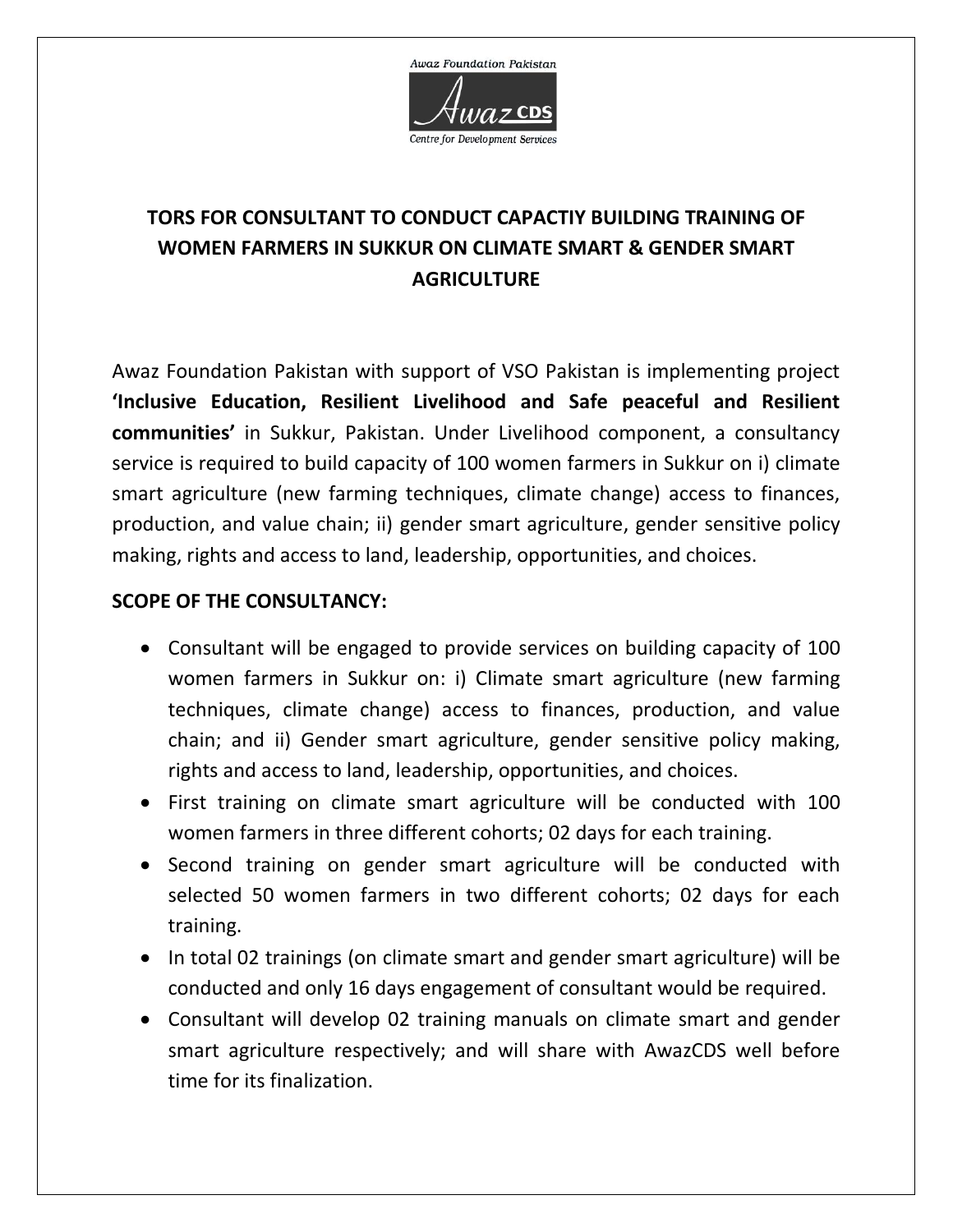Awaz Foundation Pakistan

Awaz CDS

Centre for Development Services

# TORS FOR CONSULTANT TO CONDUCT CAPACTIY BUILDING TRAINING OF WOMEN FARMERS IN SUKKUR ON CLIMATE SMART & GENDER SMART AGRICULTURE

Awaz Foundation Pakistan with support of VSO Pakistan is implementing project **'Inclusive Education, Resilient Livelihood and Safe peaceful and Resilient communities'** in Sukkur, Pakistan. Under Livelihood component, a consultancy service is required to build capacity of 100 women farmers in Sukkur on i) climate smart agriculture (new farming techniques, climate change) access to finances, production, and value chain; ii) gender smart agriculture, gender sensitive policy making, rights and access to land, leadership, opportunities, and choices.

## SCOPE OF THE CONSULTANCY:

- Consultant will be engaged to provide services on building capacity of 100 women farmers in Sukkur on: i) Climate smart agriculture (new farming techniques, climate change) access to finances, production, and value chain; and ii) Gender smart agriculture, gender sensitive policy making, rights and access to land, leadership, opportunities, and choices.
- First training on climate smart agriculture will be conducted with 100 women farmers in three different cohorts; 02 days for each training.
- Second training on gender smart agriculture will be conducted with selected 50 women farmers in two different cohorts; 02 days for each training.
- In total 02 trainings (on climate smart and gender smart agriculture) will be conducted and only 16 days engagement of consultant would be required.
- Consultant will develop 02 training manuals on climate smart and gender smart agriculture respectively; and will share with AwazCDS well before time for its finalization.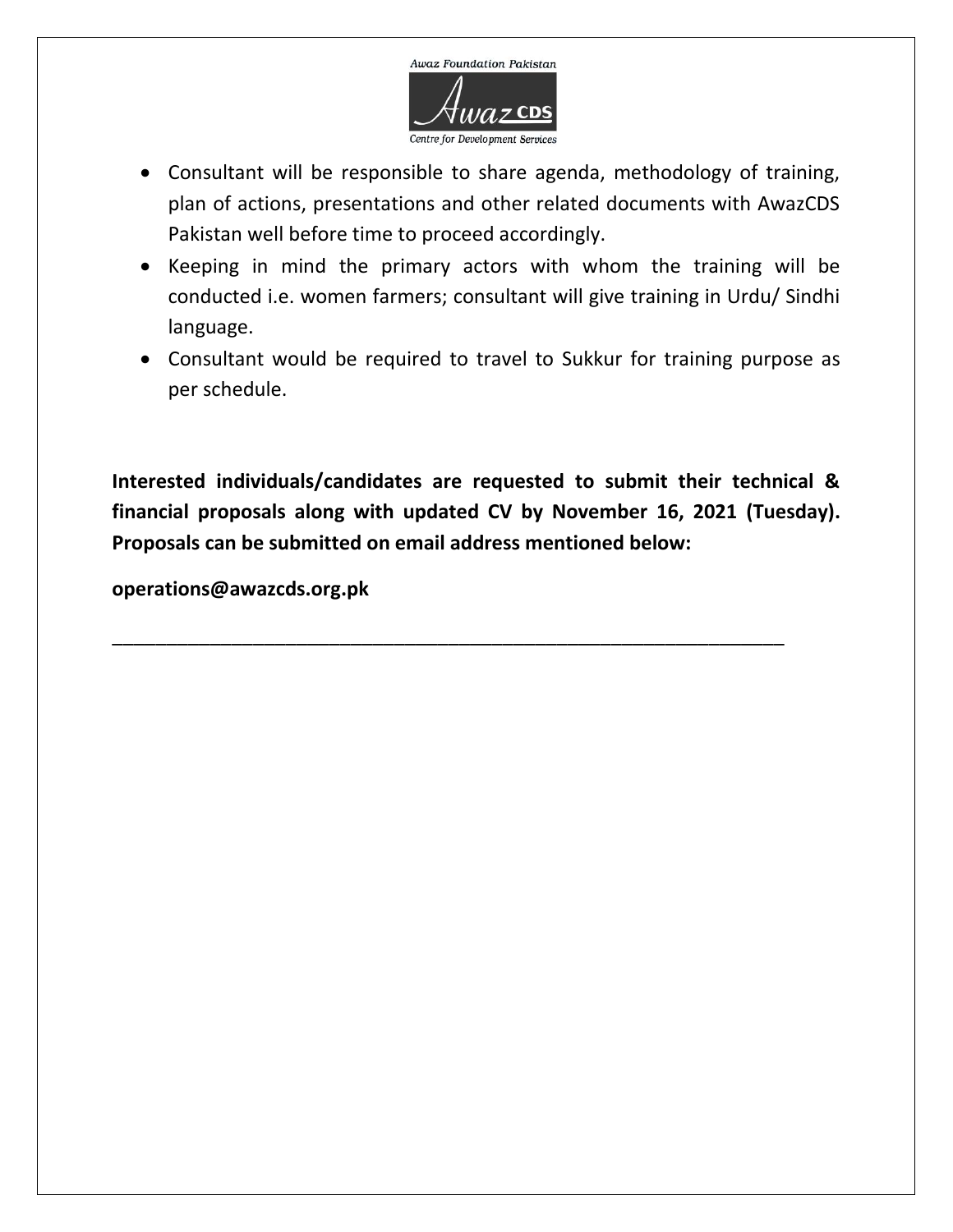- Consultant will be responsible to share agenda, methodology of training, plan of actions, presentations and other related documents with AwazCDS Pakistan well before time to proceed accordingly.
- Keeping in mind the primary actors with whom the training will be conducted i.e. women farmers; consultant will give training in Urdu/ Sindhi language.
- Consultant would be required to travel to Sukkur for training purpose as per schedule.

**Interested individuals/candidates are requested to submit their technical & financial proposals along with updated CV by November 16, 2021 (Tuesday). Proposals can be submitted on email address mentioned below:**

**operations@awazcds.org.pk**

---